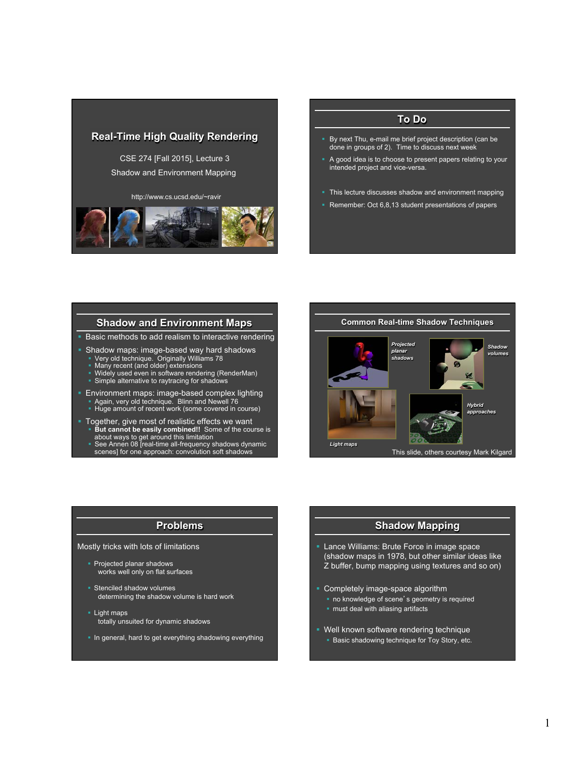# Real-Time High Quality Rendering

CSE 274 [Fall 2015], Lecture 3

Shadow and Environment Mapping

http://www.cs.ucsd.edu/~ravir

## To Do

- By next Thu, e-mail me brief project description (can be done in groups of 2). Time to discuss next week
- A good idea is to choose to present papers relating to your intended project and vice-versa.
- This lecture discusses shadow and environment mapping
- Remember: Oct 6,8,13 student presentations of papers

## Shadow and Environment Maps

- Basic methods to add realism to interactive rendering
- Shadow maps: image-based way hard shadows
  - Very old technique. Originally Williams 78
  - Many recent (and older) extensions
  - Widely used even in software rendering (RenderMan)
  - Simple alternative to raytracing for shadows
- Environment maps: image-based complex lighting
  - Again, very old technique. Blinn and Newell 76
  - Huge amount of recent work (some covered in course)
- Together, give most of realistic effects we want
  - **But cannot be easily combined!!** Some of the course is about ways to get around this limitation
  - See Annen 08 [real-time all-frequency shadows dynamic scenes] for one approach: convolution soft shadows

## Common Real-time Shadow Techniques

*Projected planar shadows*

*Shadow volumes*

*Light maps*

*Hybrid approaches*

This slide, others courtesy Mark Kilgard

## Problems

Mostly tricks with lots of limitations

- Projected planar shadows
  works well only on flat surfaces
- Stenciled shadow volumes
  determining the shadow volume is hard work
- Light maps
  totally unsuited for dynamic shadows
- In general, hard to get everything shadowing everything

## Shadow Mapping

- Lance Williams: Brute Force in image space (shadow maps in 1978, but other similar ideas like Z buffer, bump mapping using textures and so on)
- Completely image-space algorithm
  - no knowledge of scene's geometry is required
  - must deal with aliasing artifacts
- Well known software rendering technique
  - Basic shadowing technique for Toy Story, etc.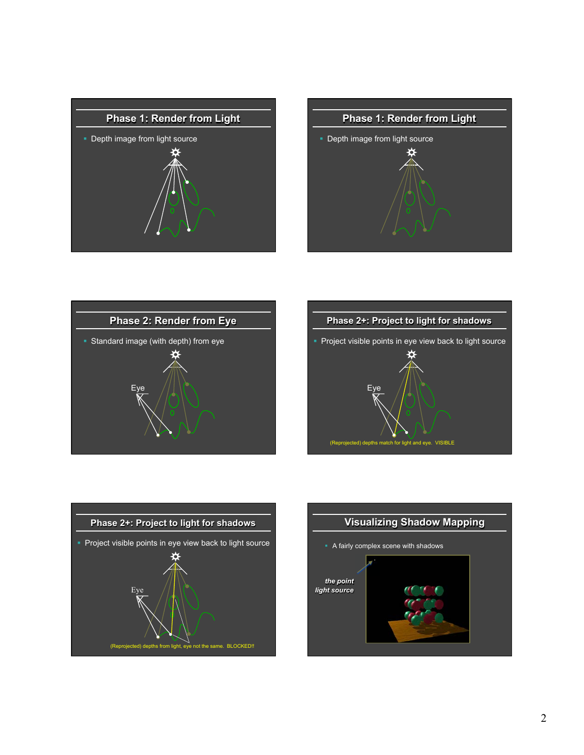## Phase 1: Render from Light

- Depth image from light source

## Phase 1: Render from Light

- Depth image from light source

## Phase 2: Render from Eye

- Standard image (with depth) from eye

Eye

## Phase 2+: Project to light for shadows

- Project visible points in eye view back to light source

Eye

(Reprojected) depths match for light and eye. VISIBLE

## Phase 2+: Project to light for shadows

- Project visible points in eye view back to light source

Eye

(Reprojected) depths from light, eye not the same. BLOCKED!!

## Visualizing Shadow Mapping

- A fairly complex scene with shadows

*the point light source*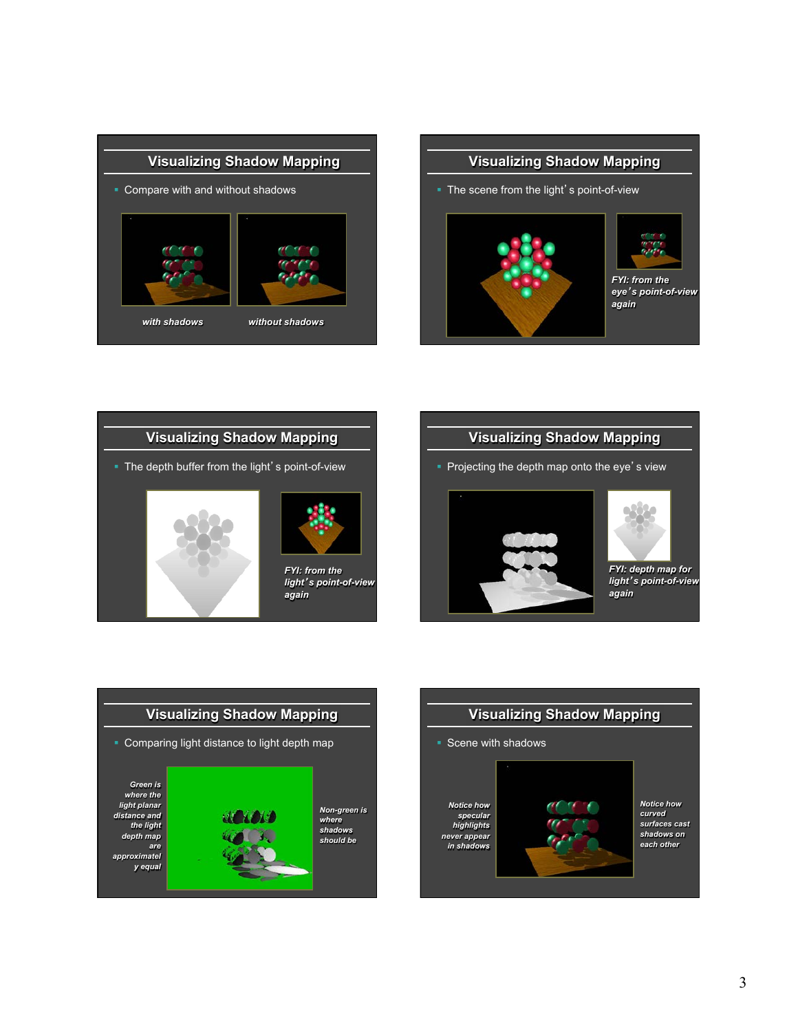## Visualizing Shadow Mapping

- Compare with and without shadows

*with shadows* *without shadows*

## Visualizing Shadow Mapping

- The scene from the light's point-of-view

*FYI: from the eye's point-of-view again*

## Visualizing Shadow Mapping

- The depth buffer from the light's point-of-view

*FYI: from the light's point-of-view again*

## Visualizing Shadow Mapping

- Projecting the depth map onto the eye's view

*FYI: depth map for light's point-of-view again*

## Visualizing Shadow Mapping

- Comparing light distance to light depth map

*Green is where the light planar distance and the light depth map are approximately equal*

*Non-green is where shadows should be*

## Visualizing Shadow Mapping

- Scene with shadows

*Notice how specular highlights never appear in shadows*

*Notice how curved surfaces cast shadows on each other*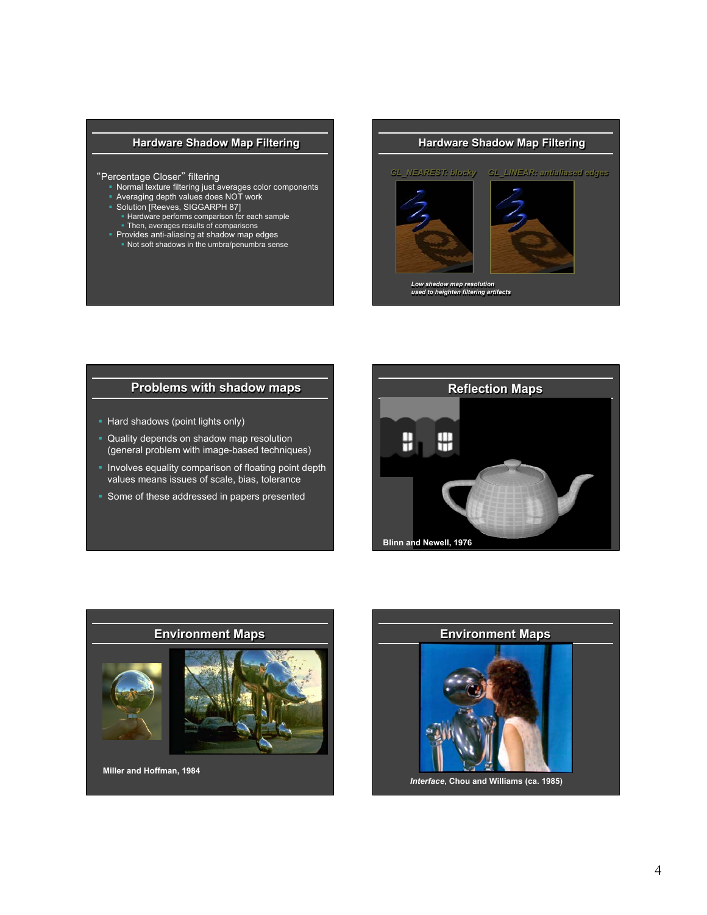## Hardware Shadow Map Filtering

"Percentage Closer" filtering

- Normal texture filtering just averages color components
- Averaging depth values does NOT work
- Solution [Reeves, SIGGARPH 87]
  - Hardware performs comparison for each sample
  - Then, averages results of comparisons
- Provides anti-aliasing at shadow map edges
  - Not soft shadows in the umbra/penumbra sense

## Hardware Shadow Map Filtering

GL_NEAREST: blocky GL_LINEAR: antialiased edges

*Low shadow map resolution used to heighten filtering artifacts*

## Problems with shadow maps

- Hard shadows (point lights only)
- Quality depends on shadow map resolution (general problem with image-based techniques)
- Involves equality comparison of floating point depth values means issues of scale, bias, tolerance
- Some of these addressed in papers presented

## Reflection Maps

**Blinn and Newell, 1976**

## Environment Maps

**Miller and Hoffman, 1984**

## Environment Maps

***Interface*, Chou and Williams (ca. 1985)**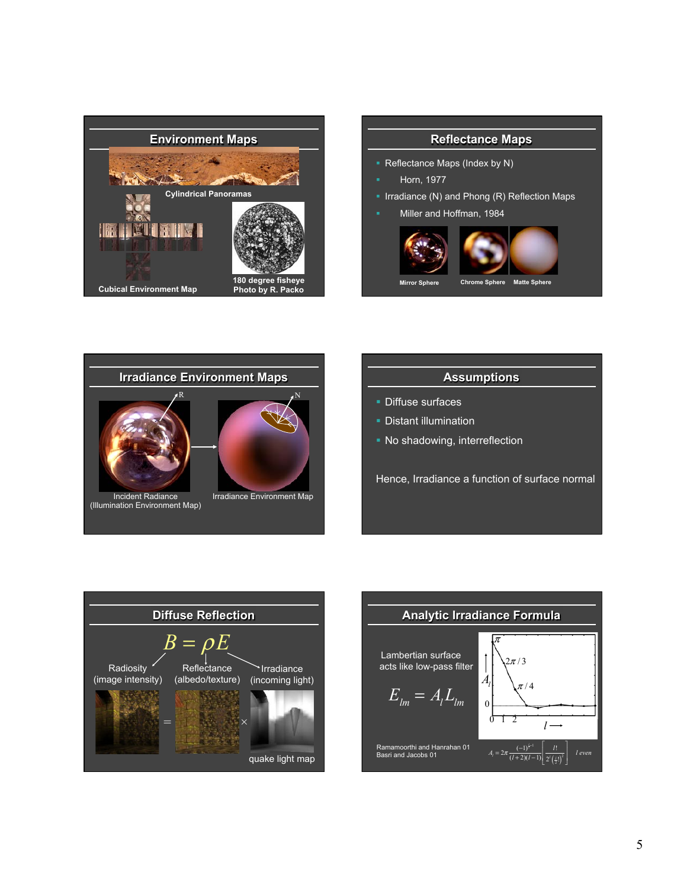## Environment Maps

Cylindrical Panoramas

Cubical Environment Map

180 degree fisheye
Photo by R. Packo

## Reflectance Maps

- Reflectance Maps (Index by N)
  - Horn, 1977
- Irradiance (N) and Phong (R) Reflection Maps
  - Miller and Hoffman, 1984

Mirror Sphere | Chrome Sphere | Matte Sphere

## Irradiance Environment Maps

R N

Incident Radiance
(Illumination Environment Map)

Irradiance Environment Map

## Assumptions

- Diffuse surfaces
- Distant illumination
- No shadowing, interreflection

Hence, Irradiance a function of surface normal

## Diffuse Reflection

$$B = \rho E$$

Radiosity (image intensity) | Reflectance (albedo/texture) | Irradiance (incoming light)

= ×

quake light map

## Analytic Irradiance Formula

Lambertian surface acts like low-pass filter

$$E_{lm} = A_l L_{lm}$$

$\pi$, $2\pi/3$, $\pi/4$, $A_l$, 0, 0 1 2, $l \longrightarrow$

Ramamoorthi and Hanrahan 01
Basri and Jacobs 01

$$A_l = 2\pi \frac{(-1)^{\frac{l}{2}-1}}{(l+2)(l-1)} \left[ \frac{l!}{2^l \left(\frac{l}{2}!\right)^2} \right] \quad l \text{ even}$$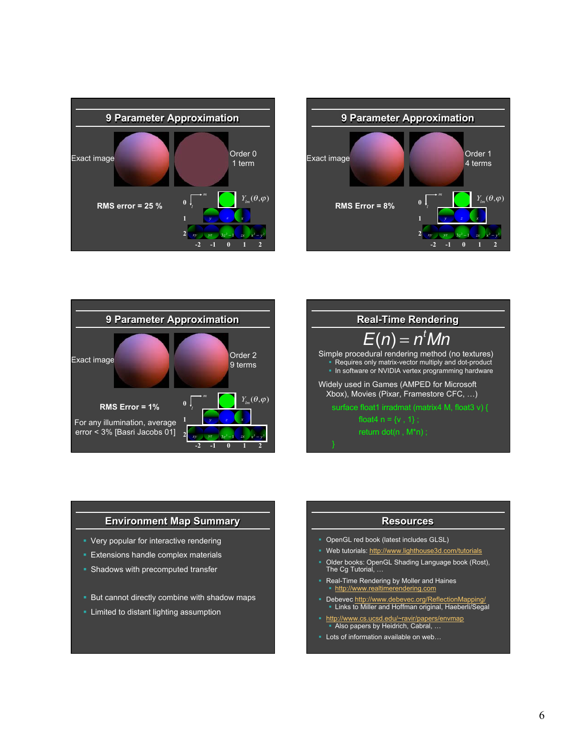## 9 Parameter Approximation

Exact image

Order 0
1 term

RMS error = 25 %

$Y_{lm}(\theta,\varphi)$

## 9 Parameter Approximation

Exact image

Order 1
4 terms

RMS Error = 8%

$Y_{lm}(\theta,\varphi)$

## 9 Parameter Approximation

Exact image

Order 2
9 terms

RMS Error = 1%

For any illumination, average error < 3% [Basri Jacobs 01]

$Y_{lm}(\theta,\varphi)$

## Real-Time Rendering

$$E(n) = n^t M n$$

Simple procedural rendering method (no textures)

- Requires only matrix-vector multiply and dot-product
- In software or NVIDIA vertex programming hardware

Widely used in Games (AMPED for Microsoft Xbox), Movies (Pixar, Framestore CFC, …)

```
surface float1 irradmat (matrix4 M, float3 v) {
    float4 n = {v , 1} ;
    return dot(n , M*n) ;
}
```

## Environment Map Summary

- Very popular for interactive rendering
- Extensions handle complex materials
- Shadows with precomputed transfer
- But cannot directly combine with shadow maps
- Limited to distant lighting assumption

## Resources

- OpenGL red book (latest includes GLSL)
- Web tutorials: http://www.lighthouse3d.com/tutorials
- Older books: OpenGL Shading Language book (Rost), The Cg Tutorial, …
- Real-Time Rendering by Moller and Haines
  - http://www.realtimerendering.com
- Debevec http://www.debevec.org/ReflectionMapping/
  - Links to Miller and Hoffman original, Haeberli/Segal
- http://www.cs.ucsd.edu/~ravir/papers/envmap
  - Also papers by Heidrich, Cabral, …
- Lots of information available on web…